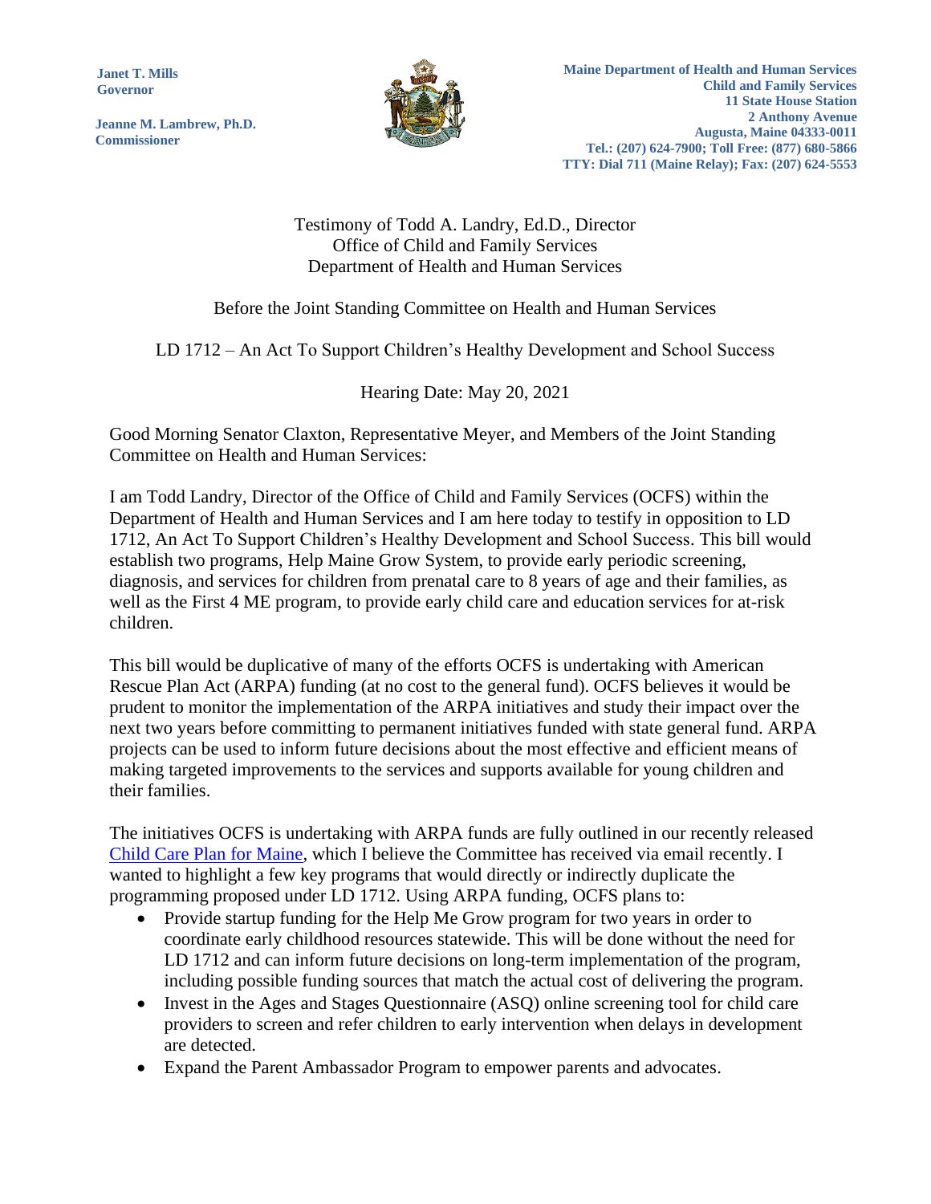**Janet T. Mills**
**Governor**

**Jeanne M. Lambrew, Ph.D.**
**Commissioner**

**Maine Department of Health and Human Services**
**Child and Family Services**
**11 State House Station**
**2 Anthony Avenue**
**Augusta, Maine 04333-0011**
**Tel.: (207) 624-7900; Toll Free: (877) 680-5866**
**TTY: Dial 711 (Maine Relay); Fax: (207) 624-5553**

Testimony of Todd A. Landry, Ed.D., Director
Office of Child and Family Services
Department of Health and Human Services

Before the Joint Standing Committee on Health and Human Services

LD 1712 – An Act To Support Children's Healthy Development and School Success

Hearing Date: May 20, 2021

Good Morning Senator Claxton, Representative Meyer, and Members of the Joint Standing Committee on Health and Human Services:

I am Todd Landry, Director of the Office of Child and Family Services (OCFS) within the Department of Health and Human Services and I am here today to testify in opposition to LD 1712, An Act To Support Children's Healthy Development and School Success. This bill would establish two programs, Help Maine Grow System, to provide early periodic screening, diagnosis, and services for children from prenatal care to 8 years of age and their families, as well as the First 4 ME program, to provide early child care and education services for at-risk children.

This bill would be duplicative of many of the efforts OCFS is undertaking with American Rescue Plan Act (ARPA) funding (at no cost to the general fund). OCFS believes it would be prudent to monitor the implementation of the ARPA initiatives and study their impact over the next two years before committing to permanent initiatives funded with state general fund. ARPA projects can be used to inform future decisions about the most effective and efficient means of making targeted improvements to the services and supports available for young children and their families.

The initiatives OCFS is undertaking with ARPA funds are fully outlined in our recently released Child Care Plan for Maine, which I believe the Committee has received via email recently. I wanted to highlight a few key programs that would directly or indirectly duplicate the programming proposed under LD 1712. Using ARPA funding, OCFS plans to:

- Provide startup funding for the Help Me Grow program for two years in order to coordinate early childhood resources statewide. This will be done without the need for LD 1712 and can inform future decisions on long-term implementation of the program, including possible funding sources that match the actual cost of delivering the program.
- Invest in the Ages and Stages Questionnaire (ASQ) online screening tool for child care providers to screen and refer children to early intervention when delays in development are detected.
- Expand the Parent Ambassador Program to empower parents and advocates.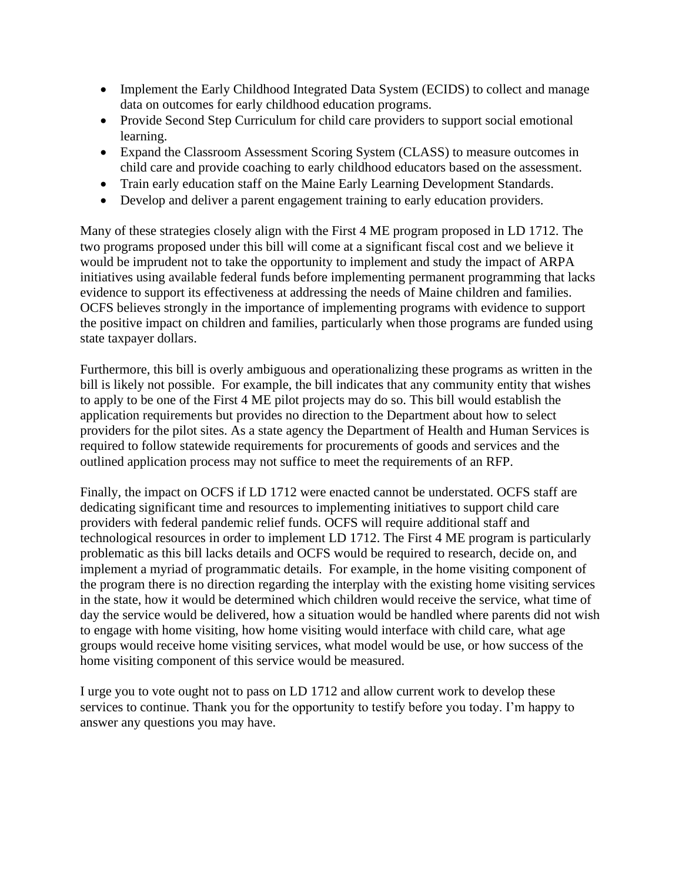- Implement the Early Childhood Integrated Data System (ECIDS) to collect and manage data on outcomes for early childhood education programs.
- Provide Second Step Curriculum for child care providers to support social emotional learning.
- Expand the Classroom Assessment Scoring System (CLASS) to measure outcomes in child care and provide coaching to early childhood educators based on the assessment.
- Train early education staff on the Maine Early Learning Development Standards.
- Develop and deliver a parent engagement training to early education providers.

Many of these strategies closely align with the First 4 ME program proposed in LD 1712. The two programs proposed under this bill will come at a significant fiscal cost and we believe it would be imprudent not to take the opportunity to implement and study the impact of ARPA initiatives using available federal funds before implementing permanent programming that lacks evidence to support its effectiveness at addressing the needs of Maine children and families. OCFS believes strongly in the importance of implementing programs with evidence to support the positive impact on children and families, particularly when those programs are funded using state taxpayer dollars.

Furthermore, this bill is overly ambiguous and operationalizing these programs as written in the bill is likely not possible. For example, the bill indicates that any community entity that wishes to apply to be one of the First 4 ME pilot projects may do so. This bill would establish the application requirements but provides no direction to the Department about how to select providers for the pilot sites. As a state agency the Department of Health and Human Services is required to follow statewide requirements for procurements of goods and services and the outlined application process may not suffice to meet the requirements of an RFP.

Finally, the impact on OCFS if LD 1712 were enacted cannot be understated. OCFS staff are dedicating significant time and resources to implementing initiatives to support child care providers with federal pandemic relief funds. OCFS will require additional staff and technological resources in order to implement LD 1712. The First 4 ME program is particularly problematic as this bill lacks details and OCFS would be required to research, decide on, and implement a myriad of programmatic details. For example, in the home visiting component of the program there is no direction regarding the interplay with the existing home visiting services in the state, how it would be determined which children would receive the service, what time of day the service would be delivered, how a situation would be handled where parents did not wish to engage with home visiting, how home visiting would interface with child care, what age groups would receive home visiting services, what model would be use, or how success of the home visiting component of this service would be measured.

I urge you to vote ought not to pass on LD 1712 and allow current work to develop these services to continue. Thank you for the opportunity to testify before you today. I'm happy to answer any questions you may have.